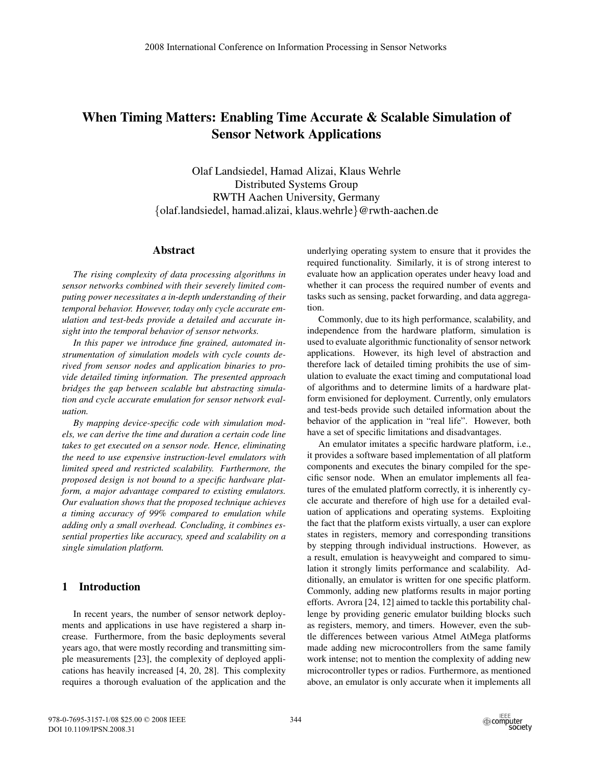# When Timing Matters: Enabling Time Accurate & Scalable Simulation of Sensor Network Applications

Olaf Landsiedel, Hamad Alizai, Klaus Wehrle
Distributed Systems Group
RWTH Aachen University, Germany
{olaf.landsiedel, hamad.alizai, klaus.wehrle}@rwth-aachen.de

## Abstract

*The rising complexity of data processing algorithms in sensor networks combined with their severely limited computing power necessitates a in-depth understanding of their temporal behavior. However, today only cycle accurate emulation and test-beds provide a detailed and accurate insight into the temporal behavior of sensor networks.*

*In this paper we introduce fine grained, automated instrumentation of simulation models with cycle counts derived from sensor nodes and application binaries to provide detailed timing information. The presented approach bridges the gap between scalable but abstracting simulation and cycle accurate emulation for sensor network evaluation.*

*By mapping device-specific code with simulation models, we can derive the time and duration a certain code line takes to get executed on a sensor node. Hence, eliminating the need to use expensive instruction-level emulators with limited speed and restricted scalability. Furthermore, the proposed design is not bound to a specific hardware platform, a major advantage compared to existing emulators. Our evaluation shows that the proposed technique achieves a timing accuracy of 99% compared to emulation while adding only a small overhead. Concluding, it combines essential properties like accuracy, speed and scalability on a single simulation platform.*

## 1 Introduction

In recent years, the number of sensor network deployments and applications in use have registered a sharp increase. Furthermore, from the basic deployments several years ago, that were mostly recording and transmitting simple measurements [23], the complexity of deployed applications has heavily increased [4, 20, 28]. This complexity requires a thorough evaluation of the application and the underlying operating system to ensure that it provides the required functionality. Similarly, it is of strong interest to evaluate how an application operates under heavy load and whether it can process the required number of events and tasks such as sensing, packet forwarding, and data aggregation.

Commonly, due to its high performance, scalability, and independence from the hardware platform, simulation is used to evaluate algorithmic functionality of sensor network applications. However, its high level of abstraction and therefore lack of detailed timing prohibits the use of simulation to evaluate the exact timing and computational load of algorithms and to determine limits of a hardware platform envisioned for deployment. Currently, only emulators and test-beds provide such detailed information about the behavior of the application in "real life". However, both have a set of specific limitations and disadvantages.

An emulator imitates a specific hardware platform, i.e., it provides a software based implementation of all platform components and executes the binary compiled for the specific sensor node. When an emulator implements all features of the emulated platform correctly, it is inherently cycle accurate and therefore of high use for a detailed evaluation of applications and operating systems. Exploiting the fact that the platform exists virtually, a user can explore states in registers, memory and corresponding transitions by stepping through individual instructions. However, as a result, emulation is heavyweight and compared to simulation it strongly limits performance and scalability. Additionally, an emulator is written for one specific platform. Commonly, adding new platforms results in major porting efforts. Avrora [24, 12] aimed to tackle this portability challenge by providing generic emulator building blocks such as registers, memory, and timers. However, even the subtle differences between various Atmel AtMega platforms made adding new microcontrollers from the same family work intense; not to mention the complexity of adding new microcontroller types or radios. Furthermore, as mentioned above, an emulator is only accurate when it implements all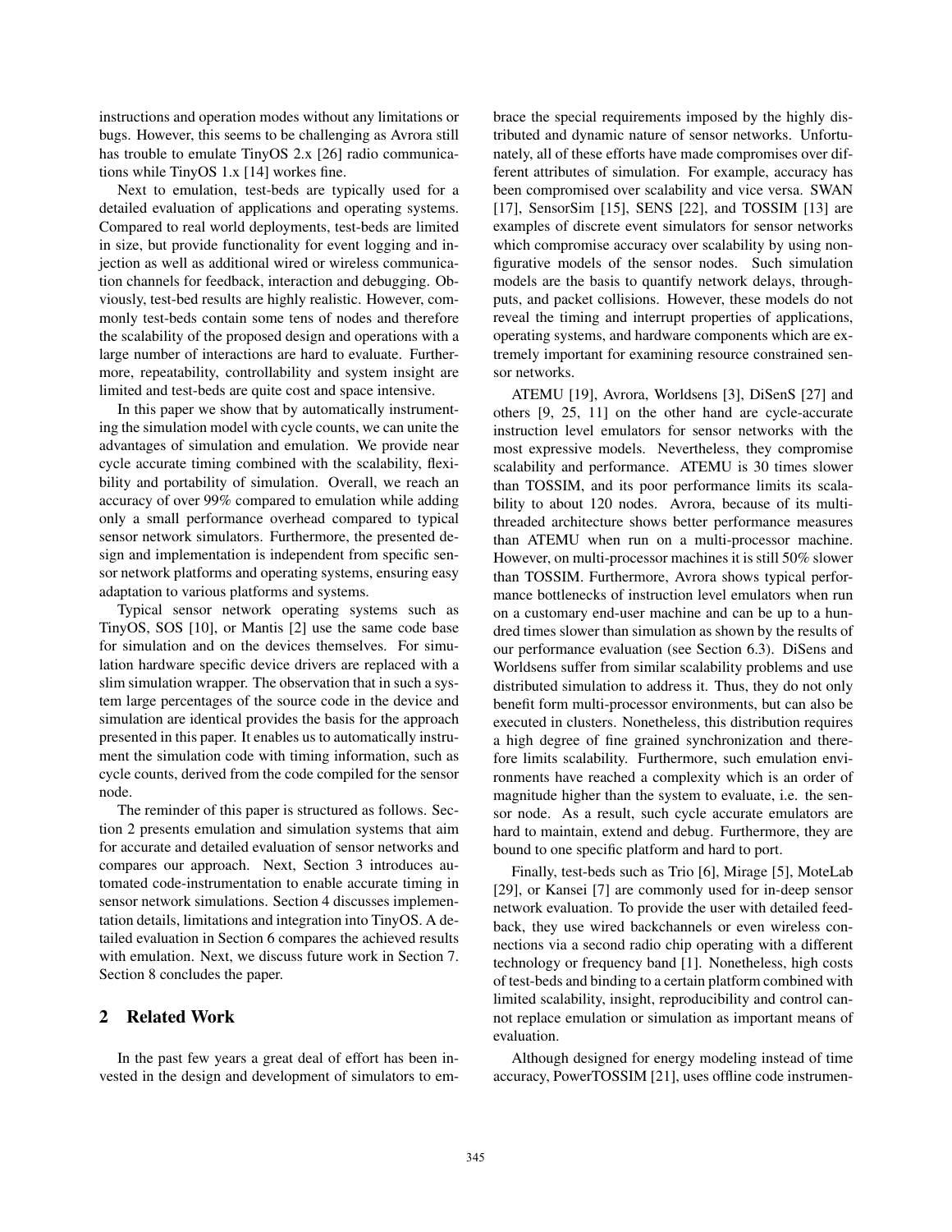instructions and operation modes without any limitations or bugs. However, this seems to be challenging as Avrora still has trouble to emulate TinyOS 2.x [26] radio communications while TinyOS 1.x [14] workes fine.

Next to emulation, test-beds are typically used for a detailed evaluation of applications and operating systems. Compared to real world deployments, test-beds are limited in size, but provide functionality for event logging and injection as well as additional wired or wireless communication channels for feedback, interaction and debugging. Obviously, test-bed results are highly realistic. However, commonly test-beds contain some tens of nodes and therefore the scalability of the proposed design and operations with a large number of interactions are hard to evaluate. Furthermore, repeatability, controllability and system insight are limited and test-beds are quite cost and space intensive.

In this paper we show that by automatically instrumenting the simulation model with cycle counts, we can unite the advantages of simulation and emulation. We provide near cycle accurate timing combined with the scalability, flexibility and portability of simulation. Overall, we reach an accuracy of over 99% compared to emulation while adding only a small performance overhead compared to typical sensor network simulators. Furthermore, the presented design and implementation is independent from specific sensor network platforms and operating systems, ensuring easy adaptation to various platforms and systems.

Typical sensor network operating systems such as TinyOS, SOS [10], or Mantis [2] use the same code base for simulation and on the devices themselves. For simulation hardware specific device drivers are replaced with a slim simulation wrapper. The observation that in such a system large percentages of the source code in the device and simulation are identical provides the basis for the approach presented in this paper. It enables us to automatically instrument the simulation code with timing information, such as cycle counts, derived from the code compiled for the sensor node.

The reminder of this paper is structured as follows. Section 2 presents emulation and simulation systems that aim for accurate and detailed evaluation of sensor networks and compares our approach. Next, Section 3 introduces automated code-instrumentation to enable accurate timing in sensor network simulations. Section 4 discusses implementation details, limitations and integration into TinyOS. A detailed evaluation in Section 6 compares the achieved results with emulation. Next, we discuss future work in Section 7. Section 8 concludes the paper.

## 2 Related Work

In the past few years a great deal of effort has been invested in the design and development of simulators to embrace the special requirements imposed by the highly distributed and dynamic nature of sensor networks. Unfortunately, all of these efforts have made compromises over different attributes of simulation. For example, accuracy has been compromised over scalability and vice versa. SWAN [17], SensorSim [15], SENS [22], and TOSSIM [13] are examples of discrete event simulators for sensor networks which compromise accuracy over scalability by using nonfigurative models of the sensor nodes. Such simulation models are the basis to quantify network delays, throughputs, and packet collisions. However, these models do not reveal the timing and interrupt properties of applications, operating systems, and hardware components which are extremely important for examining resource constrained sensor networks.

ATEMU [19], Avrora, Worldsens [3], DiSenS [27] and others [9, 25, 11] on the other hand are cycle-accurate instruction level emulators for sensor networks with the most expressive models. Nevertheless, they compromise scalability and performance. ATEMU is 30 times slower than TOSSIM, and its poor performance limits its scalability to about 120 nodes. Avrora, because of its multithreaded architecture shows better performance measures than ATEMU when run on a multi-processor machine. However, on multi-processor machines it is still 50% slower than TOSSIM. Furthermore, Avrora shows typical performance bottlenecks of instruction level emulators when run on a customary end-user machine and can be up to a hundred times slower than simulation as shown by the results of our performance evaluation (see Section 6.3). DiSens and Worldsens suffer from similar scalability problems and use distributed simulation to address it. Thus, they do not only benefit form multi-processor environments, but can also be executed in clusters. Nonetheless, this distribution requires a high degree of fine grained synchronization and therefore limits scalability. Furthermore, such emulation environments have reached a complexity which is an order of magnitude higher than the system to evaluate, i.e. the sensor node. As a result, such cycle accurate emulators are hard to maintain, extend and debug. Furthermore, they are bound to one specific platform and hard to port.

Finally, test-beds such as Trio [6], Mirage [5], MoteLab [29], or Kansei [7] are commonly used for in-deep sensor network evaluation. To provide the user with detailed feedback, they use wired backchannels or even wireless connections via a second radio chip operating with a different technology or frequency band [1]. Nonetheless, high costs of test-beds and binding to a certain platform combined with limited scalability, insight, reproducibility and control cannot replace emulation or simulation as important means of evaluation.

Although designed for energy modeling instead of time accuracy, PowerTOSSIM [21], uses offline code instrumen-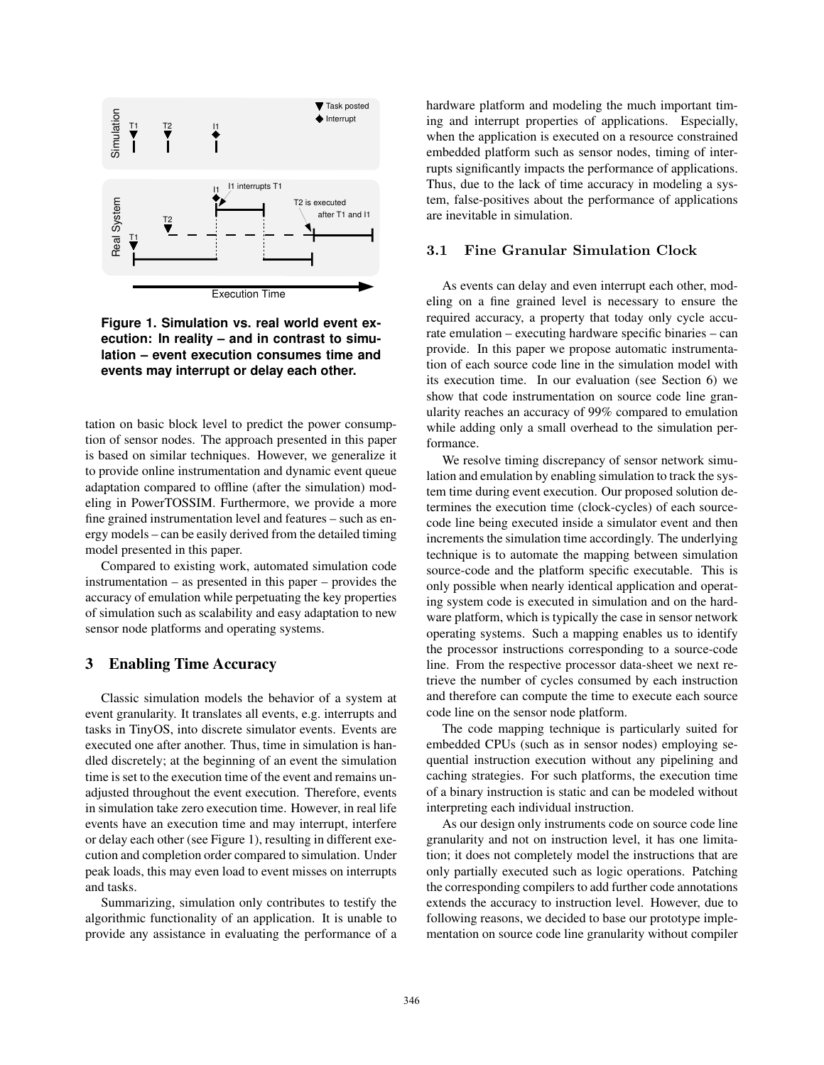Task posted

Interrupt

Simulation

T1

T2

I1

Real System

I1

I1 interrupts T1

T2 is executed after T1 and I1

T2

T1

Execution Time

**Figure 1. Simulation vs. real world event execution: In reality – and in contrast to simulation – event execution consumes time and events may interrupt or delay each other.**

tation on basic block level to predict the power consumption of sensor nodes. The approach presented in this paper is based on similar techniques. However, we generalize it to provide online instrumentation and dynamic event queue adaptation compared to offline (after the simulation) modeling in PowerTOSSIM. Furthermore, we provide a more fine grained instrumentation level and features – such as energy models – can be easily derived from the detailed timing model presented in this paper.

Compared to existing work, automated simulation code instrumentation – as presented in this paper – provides the accuracy of emulation while perpetuating the key properties of simulation such as scalability and easy adaptation to new sensor node platforms and operating systems.

## 3 Enabling Time Accuracy

Classic simulation models the behavior of a system at event granularity. It translates all events, e.g. interrupts and tasks in TinyOS, into discrete simulator events. Events are executed one after another. Thus, time in simulation is handled discretely; at the beginning of an event the simulation time is set to the execution time of the event and remains unadjusted throughout the event execution. Therefore, events in simulation take zero execution time. However, in real life events have an execution time and may interrupt, interfere or delay each other (see Figure 1), resulting in different execution and completion order compared to simulation. Under peak loads, this may even load to event misses on interrupts and tasks.

Summarizing, simulation only contributes to testify the algorithmic functionality of an application. It is unable to provide any assistance in evaluating the performance of a hardware platform and modeling the much important timing and interrupt properties of applications. Especially, when the application is executed on a resource constrained embedded platform such as sensor nodes, timing of interrupts significantly impacts the performance of applications. Thus, due to the lack of time accuracy in modeling a system, false-positives about the performance of applications are inevitable in simulation.

### 3.1 Fine Granular Simulation Clock

As events can delay and even interrupt each other, modeling on a fine grained level is necessary to ensure the required accuracy, a property that today only cycle accurate emulation – executing hardware specific binaries – can provide. In this paper we propose automatic instrumentation of each source code line in the simulation model with its execution time. In our evaluation (see Section 6) we show that code instrumentation on source code line granularity reaches an accuracy of 99% compared to emulation while adding only a small overhead to the simulation performance.

We resolve timing discrepancy of sensor network simulation and emulation by enabling simulation to track the system time during event execution. Our proposed solution determines the execution time (clock-cycles) of each source-code line being executed inside a simulator event and then increments the simulation time accordingly. The underlying technique is to automate the mapping between simulation source-code and the platform specific executable. This is only possible when nearly identical application and operating system code is executed in simulation and on the hardware platform, which is typically the case in sensor network operating systems. Such a mapping enables us to identify the processor instructions corresponding to a source-code line. From the respective processor data-sheet we next retrieve the number of cycles consumed by each instruction and therefore can compute the time to execute each source code line on the sensor node platform.

The code mapping technique is particularly suited for embedded CPUs (such as in sensor nodes) employing sequential instruction execution without any pipelining and caching strategies. For such platforms, the execution time of a binary instruction is static and can be modeled without interpreting each individual instruction.

As our design only instruments code on source code line granularity and not on instruction level, it has one limitation; it does not completely model the instructions that are only partially executed such as logic operations. Patching the corresponding compilers to add further code annotations extends the accuracy to instruction level. However, due to following reasons, we decided to base our prototype implementation on source code line granularity without compiler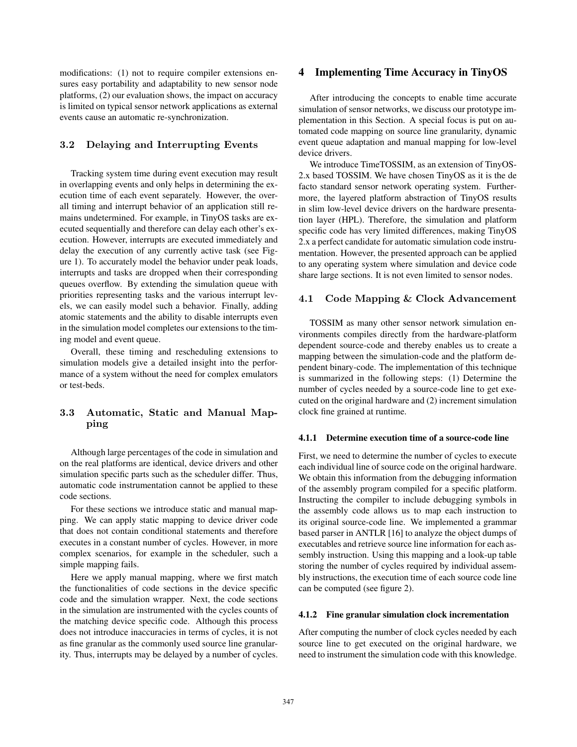modifications: (1) not to require compiler extensions ensures easy portability and adaptability to new sensor node platforms, (2) our evaluation shows, the impact on accuracy is limited on typical sensor network applications as external events cause an automatic re-synchronization.

### 3.2 Delaying and Interrupting Events

Tracking system time during event execution may result in overlapping events and only helps in determining the execution time of each event separately. However, the overall timing and interrupt behavior of an application still remains undetermined. For example, in TinyOS tasks are executed sequentially and therefore can delay each other's execution. However, interrupts are executed immediately and delay the execution of any currently active task (see Figure 1). To accurately model the behavior under peak loads, interrupts and tasks are dropped when their corresponding queues overflow. By extending the simulation queue with priorities representing tasks and the various interrupt levels, we can easily model such a behavior. Finally, adding atomic statements and the ability to disable interrupts even in the simulation model completes our extensions to the timing model and event queue.

Overall, these timing and rescheduling extensions to simulation models give a detailed insight into the performance of a system without the need for complex emulators or test-beds.

### 3.3 Automatic, Static and Manual Mapping

Although large percentages of the code in simulation and on the real platforms are identical, device drivers and other simulation specific parts such as the scheduler differ. Thus, automatic code instrumentation cannot be applied to these code sections.

For these sections we introduce static and manual mapping. We can apply static mapping to device driver code that does not contain conditional statements and therefore executes in a constant number of cycles. However, in more complex scenarios, for example in the scheduler, such a simple mapping fails.

Here we apply manual mapping, where we first match the functionalities of code sections in the device specific code and the simulation wrapper. Next, the code sections in the simulation are instrumented with the cycles counts of the matching device specific code. Although this process does not introduce inaccuracies in terms of cycles, it is not as fine granular as the commonly used source line granularity. Thus, interrupts may be delayed by a number of cycles.

## 4 Implementing Time Accuracy in TinyOS

After introducing the concepts to enable time accurate simulation of sensor networks, we discuss our prototype implementation in this Section. A special focus is put on automated code mapping on source line granularity, dynamic event queue adaptation and manual mapping for low-level device drivers.

We introduce TimeTOSSIM, as an extension of TinyOS-2.x based TOSSIM. We have chosen TinyOS as it is the de facto standard sensor network operating system. Furthermore, the layered platform abstraction of TinyOS results in slim low-level device drivers on the hardware presentation layer (HPL). Therefore, the simulation and platform specific code has very limited differences, making TinyOS 2.x a perfect candidate for automatic simulation code instrumentation. However, the presented approach can be applied to any operating system where simulation and device code share large sections. It is not even limited to sensor nodes.

### 4.1 Code Mapping & Clock Advancement

TOSSIM as many other sensor network simulation environments compiles directly from the hardware-platform dependent source-code and thereby enables us to create a mapping between the simulation-code and the platform dependent binary-code. The implementation of this technique is summarized in the following steps: (1) Determine the number of cycles needed by a source-code line to get executed on the original hardware and (2) increment simulation clock fine grained at runtime.

#### 4.1.1 Determine execution time of a source-code line

First, we need to determine the number of cycles to execute each individual line of source code on the original hardware. We obtain this information from the debugging information of the assembly program compiled for a specific platform. Instructing the compiler to include debugging symbols in the assembly code allows us to map each instruction to its original source-code line. We implemented a grammar based parser in ANTLR [16] to analyze the object dumps of executables and retrieve source line information for each assembly instruction. Using this mapping and a look-up table storing the number of cycles required by individual assembly instructions, the execution time of each source code line can be computed (see figure 2).

#### 4.1.2 Fine granular simulation clock incrementation

After computing the number of clock cycles needed by each source line to get executed on the original hardware, we need to instrument the simulation code with this knowledge.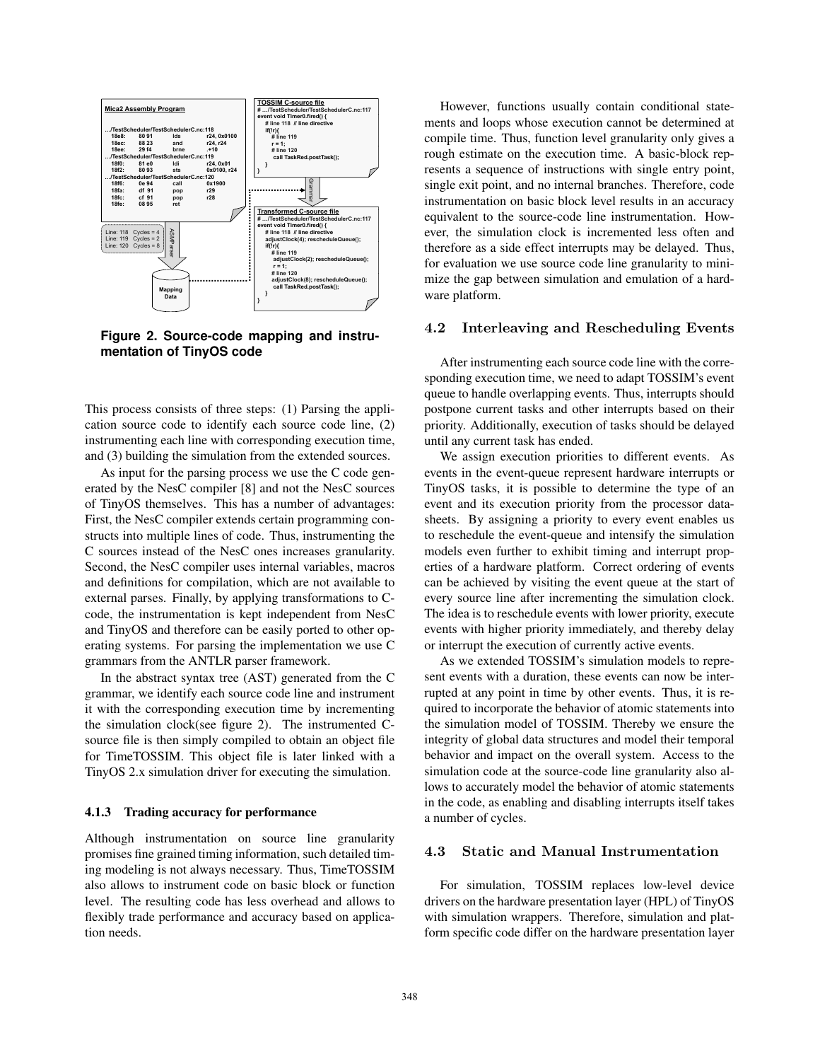Mica2 Assembly Program

```
.../TestScheduler/TestSchedulerC.nc:118
  18e8:   80 91   lds    r24, 0x0100
  18ec:   88 23   and    r24, r24
  18ee:   29 f4   brne   .+10
.../TestScheduler/TestSchedulerC.nc:119
  18f0:   81 e0   ldi    r24, 0x01
  18f2:   80 93   sts    0x0100, r24
.../TestScheduler/TestSchedulerC.nc:120
  18f6:   0e 94   call   0x1900
  18fa:   df 91   pop    r29
  18fc:   cf 91   pop    r28
  18fe:   08 95   ret
```

TOSSIM C-source file

```
# .../TestScheduler/TestSchedulerC.nc:117
event void Timer0.fired() {
  # line 118  // line directive
  if(!r){
    # line 119
    r = 1;
    # line 120
    call TaskRed.postTask();
  }
}
```

Grammar

Line: 118 Cycles = 4
Line: 119 Cycles = 2
Line: 120 Cycles = 8

ASMParser

Mapping Data

Transformed C-source file

```
# .../TestScheduler/TestSchedulerC.nc:117
event void Timer0.fired() {
  # line 118  // line directive
  adjustClock(4); rescheduleQueue();
  if(!r){
    # line 119
    adjustClock(2); rescheduleQueue();
    r = 1;
    # line 120
    adjustClock(8); rescheduleQueue();
    call TaskRed.postTask();
  }
}
```

**Figure 2. Source-code mapping and instrumentation of TinyOS code**

This process consists of three steps: (1) Parsing the application source code to identify each source code line, (2) instrumenting each line with corresponding execution time, and (3) building the simulation from the extended sources.

As input for the parsing process we use the C code generated by the NesC compiler [8] and not the NesC sources of TinyOS themselves. This has a number of advantages: First, the NesC compiler extends certain programming constructs into multiple lines of code. Thus, instrumenting the C sources instead of the NesC ones increases granularity. Second, the NesC compiler uses internal variables, macros and definitions for compilation, which are not available to external parses. Finally, by applying transformations to C-code, the instrumentation is kept independent from NesC and TinyOS and therefore can be easily ported to other operating systems. For parsing the implementation we use C grammars from the ANTLR parser framework.

In the abstract syntax tree (AST) generated from the C grammar, we identify each source code line and instrument it with the corresponding execution time by incrementing the simulation clock(see figure 2). The instrumented C-source file is then simply compiled to obtain an object file for TimeTOSSIM. This object file is later linked with a TinyOS 2.x simulation driver for executing the simulation.

#### 4.1.3 Trading accuracy for performance

Although instrumentation on source line granularity promises fine grained timing information, such detailed timing modeling is not always necessary. Thus, TimeTOSSIM also allows to instrument code on basic block or function level. The resulting code has less overhead and allows to flexibly trade performance and accuracy based on application needs.

However, functions usually contain conditional statements and loops whose execution cannot be determined at compile time. Thus, function level granularity only gives a rough estimate on the execution time. A basic-block represents a sequence of instructions with single entry point, single exit point, and no internal branches. Therefore, code instrumentation on basic block level results in an accuracy equivalent to the source-code line instrumentation. However, the simulation clock is incremented less often and therefore as a side effect interrupts may be delayed. Thus, for evaluation we use source code line granularity to minimize the gap between simulation and emulation of a hardware platform.

### 4.2 Interleaving and Rescheduling Events

After instrumenting each source code line with the corresponding execution time, we need to adapt TOSSIM's event queue to handle overlapping events. Thus, interrupts should postpone current tasks and other interrupts based on their priority. Additionally, execution of tasks should be delayed until any current task has ended.

We assign execution priorities to different events. As events in the event-queue represent hardware interrupts or TinyOS tasks, it is possible to determine the type of an event and its execution priority from the processor datasheets. By assigning a priority to every event enables us to reschedule the event-queue and intensify the simulation models even further to exhibit timing and interrupt properties of a hardware platform. Correct ordering of events can be achieved by visiting the event queue at the start of every source line after incrementing the simulation clock. The idea is to reschedule events with lower priority, execute events with higher priority immediately, and thereby delay or interrupt the execution of currently active events.

As we extended TOSSIM's simulation models to represent events with a duration, these events can now be interrupted at any point in time by other events. Thus, it is required to incorporate the behavior of atomic statements into the simulation model of TOSSIM. Thereby we ensure the integrity of global data structures and model their temporal behavior and impact on the overall system. Access to the simulation code at the source-code line granularity also allows to accurately model the behavior of atomic statements in the code, as enabling and disabling interrupts itself takes a number of cycles.

### 4.3 Static and Manual Instrumentation

For simulation, TOSSIM replaces low-level device drivers on the hardware presentation layer (HPL) of TinyOS with simulation wrappers. Therefore, simulation and platform specific code differ on the hardware presentation layer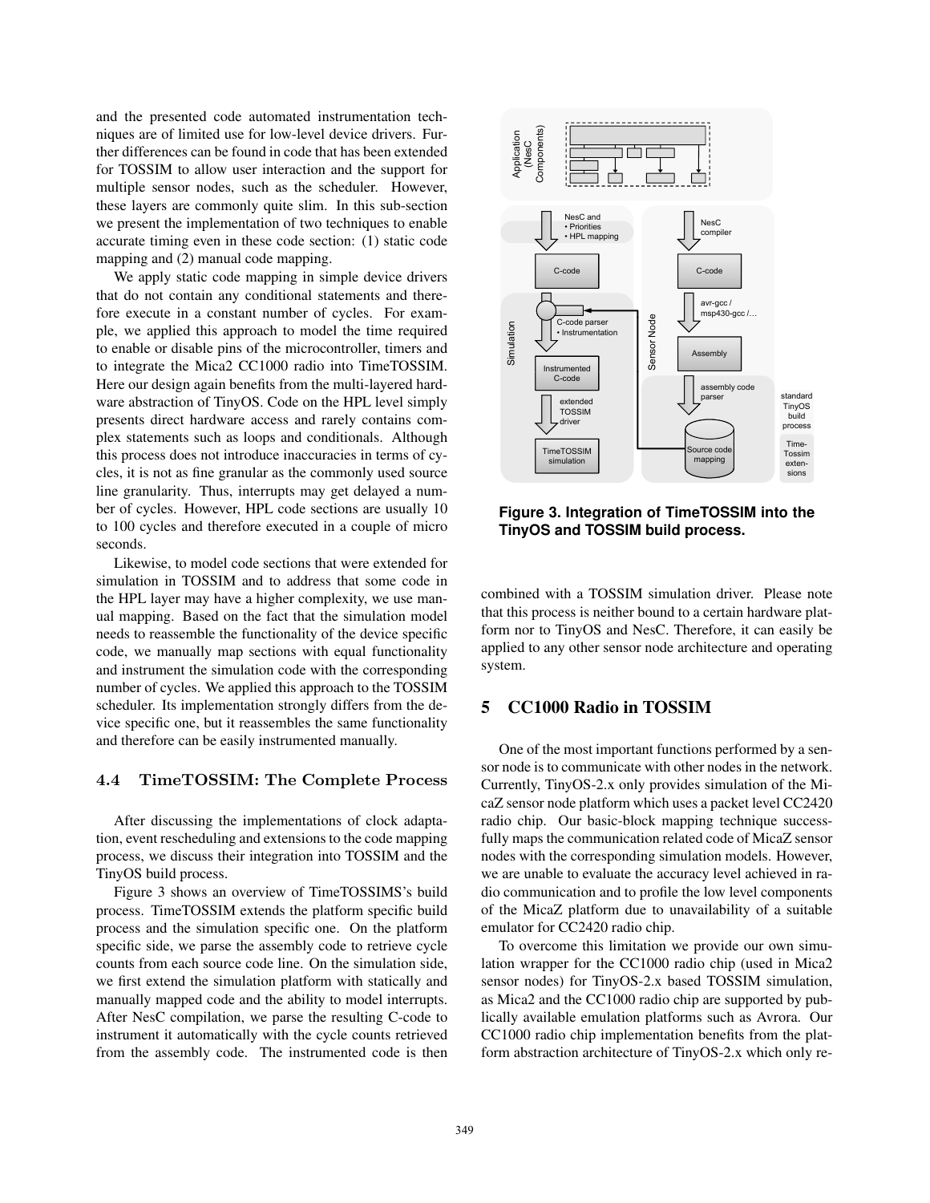and the presented code automated instrumentation techniques are of limited use for low-level device drivers. Further differences can be found in code that has been extended for TOSSIM to allow user interaction and the support for multiple sensor nodes, such as the scheduler. However, these layers are commonly quite slim. In this sub-section we present the implementation of two techniques to enable accurate timing even in these code section: (1) static code mapping and (2) manual code mapping.

We apply static code mapping in simple device drivers that do not contain any conditional statements and therefore execute in a constant number of cycles. For example, we applied this approach to model the time required to enable or disable pins of the microcontroller, timers and to integrate the Mica2 CC1000 radio into TimeTOSSIM. Here our design again benefits from the multi-layered hardware abstraction of TinyOS. Code on the HPL level simply presents direct hardware access and rarely contains complex statements such as loops and conditionals. Although this process does not introduce inaccuracies in terms of cycles, it is not as fine granular as the commonly used source line granularity. Thus, interrupts may get delayed a number of cycles. However, HPL code sections are usually 10 to 100 cycles and therefore executed in a couple of micro seconds.

Likewise, to model code sections that were extended for simulation in TOSSIM and to address that some code in the HPL layer may have a higher complexity, we use manual mapping. Based on the fact that the simulation model needs to reassemble the functionality of the device specific code, we manually map sections with equal functionality and instrument the simulation code with the corresponding number of cycles. We applied this approach to the TOSSIM scheduler. Its implementation strongly differs from the device specific one, but it reassembles the same functionality and therefore can be easily instrumented manually.

### 4.4 TimeTOSSIM: The Complete Process

After discussing the implementations of clock adaptation, event rescheduling and extensions to the code mapping process, we discuss their integration into TOSSIM and the TinyOS build process.

Figure 3 shows an overview of TimeTOSSIMS's build process. TimeTOSSIM extends the platform specific build process and the simulation specific one. On the platform specific side, we parse the assembly code to retrieve cycle counts from each source code line. On the simulation side, we first extend the simulation platform with statically and manually mapped code and the ability to model interrupts. After NesC compilation, we parse the resulting C-code to instrument it automatically with the cycle counts retrieved from the assembly code. The instrumented code is then combined with a TOSSIM simulation driver. Please note that this process is neither bound to a certain hardware platform nor to TinyOS and NesC. Therefore, it can easily be applied to any other sensor node architecture and operating system.

Application (NesC Components)

Simulation

NesC and
• Priorities
• HPL mapping

C-code

C-code parser
• Instrumentation

Instrumented C-code

extended TOSSIM driver

TimeTOSSIM simulation

Sensor Node

NesC compiler

C-code

avr-gcc / msp430-gcc /...

Assembly

assembly code parser

Source code mapping

standard TinyOS build process

Time-Tossim extensions

**Figure 3. Integration of TimeTOSSIM into the TinyOS and TOSSIM build process.**

## 5 CC1000 Radio in TOSSIM

One of the most important functions performed by a sensor node is to communicate with other nodes in the network. Currently, TinyOS-2.x only provides simulation of the MicaZ sensor node platform which uses a packet level CC2420 radio chip. Our basic-block mapping technique successfully maps the communication related code of MicaZ sensor nodes with the corresponding simulation models. However, we are unable to evaluate the accuracy level achieved in radio communication and to profile the low level components of the MicaZ platform due to unavailability of a suitable emulator for CC2420 radio chip.

To overcome this limitation we provide our own simulation wrapper for the CC1000 radio chip (used in Mica2 sensor nodes) for TinyOS-2.x based TOSSIM simulation, as Mica2 and the CC1000 radio chip are supported by publically available emulation platforms such as Avrora. Our CC1000 radio chip implementation benefits from the platform abstraction architecture of TinyOS-2.x which only re-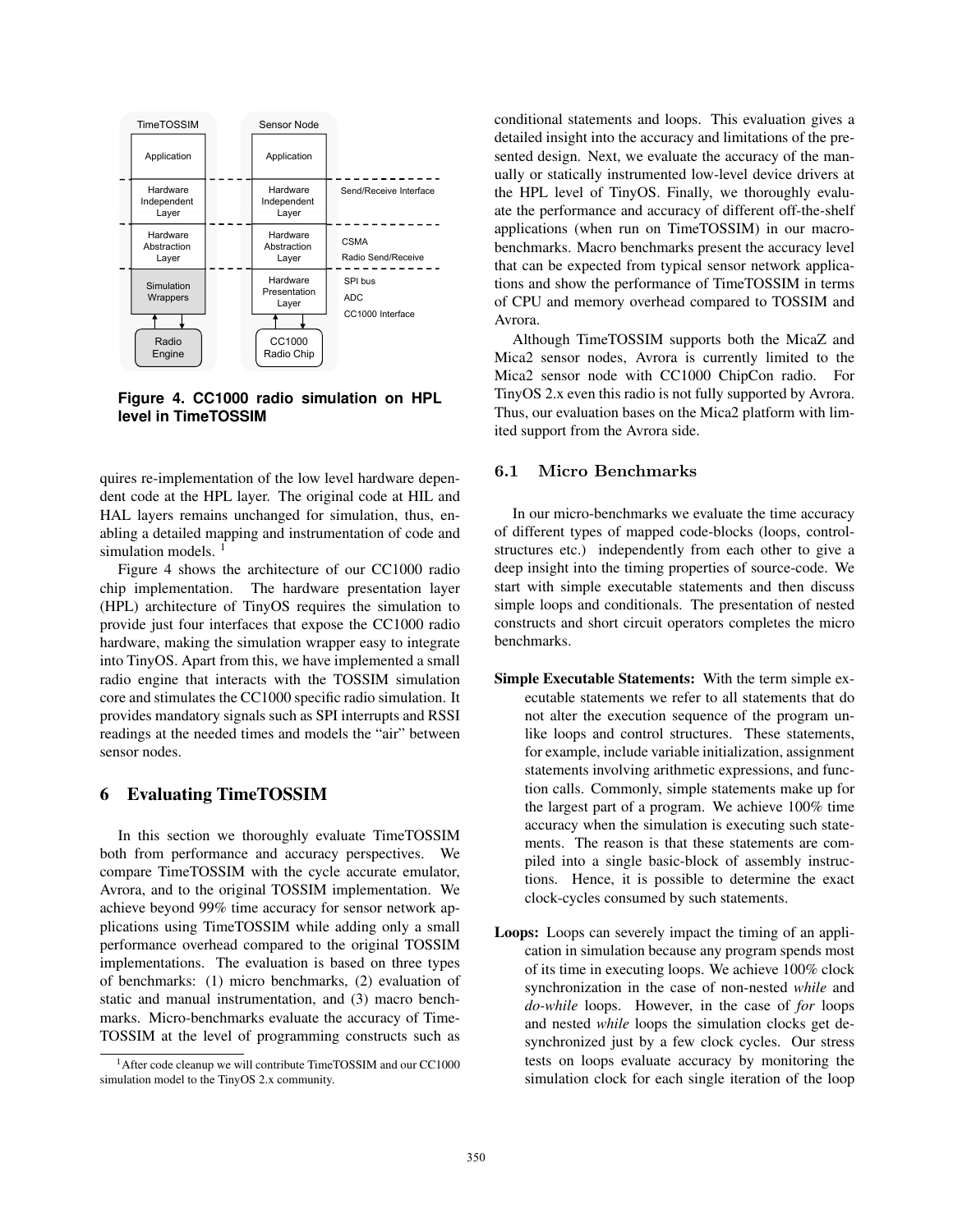Figure 4. CC1000 radio simulation on HPL level in TimeTOSSIM

quires re-implementation of the low level hardware dependent code at the HPL layer. The original code at HIL and HAL layers remains unchanged for simulation, thus, enabling a detailed mapping and instrumentation of code and simulation models. [1]

Figure 4 shows the architecture of our CC1000 radio chip implementation. The hardware presentation layer (HPL) architecture of TinyOS requires the simulation to provide just four interfaces that expose the CC1000 radio hardware, making the simulation wrapper easy to integrate into TinyOS. Apart from this, we have implemented a small radio engine that interacts with the TOSSIM simulation core and stimulates the CC1000 specific radio simulation. It provides mandatory signals such as SPI interrupts and RSSI readings at the needed times and models the "air" between sensor nodes.

# 6 Evaluating TimeTOSSIM

In this section we thoroughly evaluate TimeTOSSIM both from performance and accuracy perspectives. We compare TimeTOSSIM with the cycle accurate emulator, Avrora, and to the original TOSSIM implementation. We achieve beyond 99% time accuracy for sensor network applications using TimeTOSSIM while adding only a small performance overhead compared to the original TOSSIM implementations. The evaluation is based on three types of benchmarks: (1) micro benchmarks, (2) evaluation of static and manual instrumentation, and (3) macro benchmarks. Micro-benchmarks evaluate the accuracy of TimeTOSSIM at the level of programming constructs such as conditional statements and loops. This evaluation gives a detailed insight into the accuracy and limitations of the presented design. Next, we evaluate the accuracy of the manually or statically instrumented low-level device drivers at the HPL level of TinyOS. Finally, we thoroughly evaluate the performance and accuracy of different off-the-shelf applications (when run on TimeTOSSIM) in our macro-benchmarks. Macro benchmarks present the accuracy level that can be expected from typical sensor network applications and show the performance of TimeTOSSIM in terms of CPU and memory overhead compared to TOSSIM and Avrora.

Although TimeTOSSIM supports both the MicaZ and Mica2 sensor nodes, Avrora is currently limited to the Mica2 sensor node with CC1000 ChipCon radio. For TinyOS 2.x even this radio is not fully supported by Avrora. Thus, our evaluation bases on the Mica2 platform with limited support from the Avrora side.

## 6.1 Micro Benchmarks

In our micro-benchmarks we evaluate the time accuracy of different types of mapped code-blocks (loops, control-structures etc.) independently from each other to give a deep insight into the timing properties of source-code. We start with simple executable statements and then discuss simple loops and conditionals. The presentation of nested constructs and short circuit operators completes the micro benchmarks.

**Simple Executable Statements:** With the term simple executable statements we refer to all statements that do not alter the execution sequence of the program unlike loops and control structures. These statements, for example, include variable initialization, assignment statements involving arithmetic expressions, and function calls. Commonly, simple statements make up for the largest part of a program. We achieve 100% time accuracy when the simulation is executing such statements. The reason is that these statements are compiled into a single basic-block of assembly instructions. Hence, it is possible to determine the exact clock-cycles consumed by such statements.

**Loops:** Loops can severely impact the timing of an application in simulation because any program spends most of its time in executing loops. We achieve 100% clock synchronization in the case of non-nested *while* and *do-while* loops. However, in the case of *for* loops and nested *while* loops the simulation clocks get desynchronized just by a few clock cycles. Our stress tests on loops evaluate accuracy by monitoring the simulation clock for each single iteration of the loop

[1] After code cleanup we will contribute TimeTOSSIM and our CC1000 simulation model to the TinyOS 2.x community.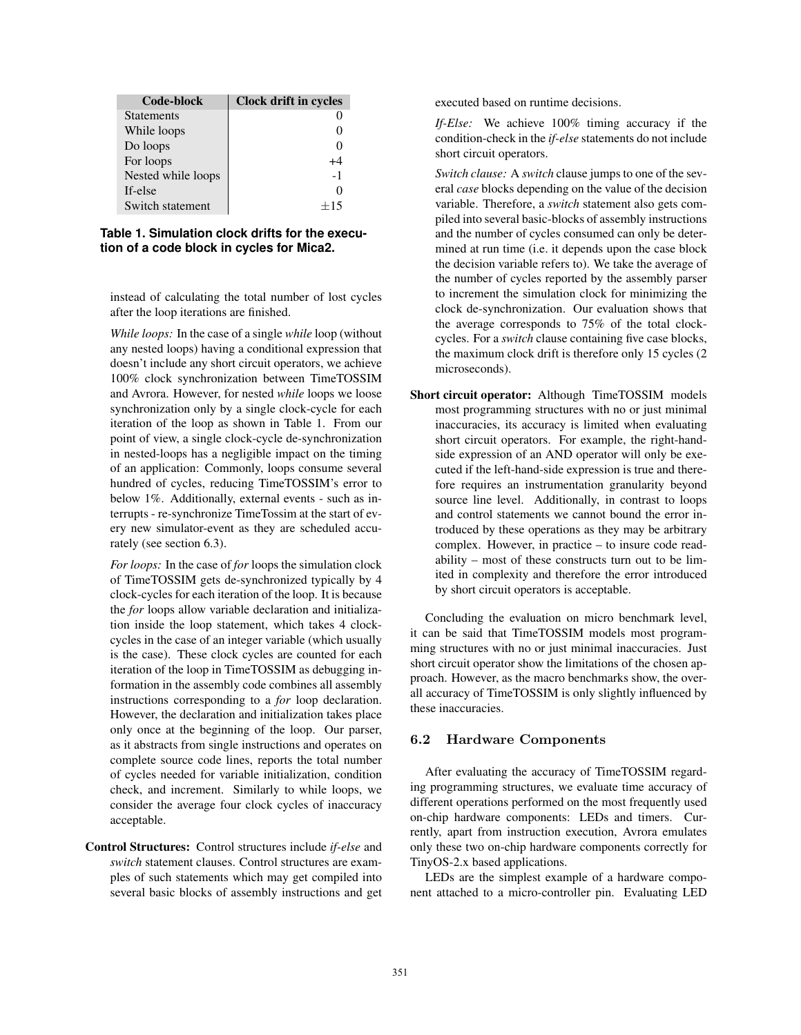| Code-block | Clock drift in cycles |
|---|---|
| Statements | 0 |
| While loops | 0 |
| Do loops | 0 |
| For loops | +4 |
| Nested while loops | -1 |
| If-else | 0 |
| Switch statement | $\pm 15$ |

**Table 1. Simulation clock drifts for the execution of a code block in cycles for Mica2.**

instead of calculating the total number of lost cycles after the loop iterations are finished.

*While loops:* In the case of a single *while* loop (without any nested loops) having a conditional expression that doesn't include any short circuit operators, we achieve 100% clock synchronization between TimeTOSSIM and Avrora. However, for nested *while* loops we loose synchronization only by a single clock-cycle for each iteration of the loop as shown in Table 1. From our point of view, a single clock-cycle de-synchronization in nested-loops has a negligible impact on the timing of an application: Commonly, loops consume several hundred of cycles, reducing TimeTOSSIM's error to below 1%. Additionally, external events - such as interrupts - re-synchronize TimeTossim at the start of every new simulator-event as they are scheduled accurately (see section 6.3).

*For loops:* In the case of *for* loops the simulation clock of TimeTOSSIM gets de-synchronized typically by 4 clock-cycles for each iteration of the loop. It is because the *for* loops allow variable declaration and initialization inside the loop statement, which takes 4 clock-cycles in the case of an integer variable (which usually is the case). These clock cycles are counted for each iteration of the loop in TimeTOSSIM as debugging information in the assembly code combines all assembly instructions corresponding to a *for* loop declaration. However, the declaration and initialization takes place only once at the beginning of the loop. Our parser, as it abstracts from single instructions and operates on complete source code lines, reports the total number of cycles needed for variable initialization, condition check, and increment. Similarly to while loops, we consider the average four clock cycles of inaccuracy acceptable.

**Control Structures:** Control structures include *if-else* and *switch* statement clauses. Control structures are examples of such statements which may get compiled into several basic blocks of assembly instructions and get executed based on runtime decisions.

*If-Else:* We achieve 100% timing accuracy if the condition-check in the *if-else* statements do not include short circuit operators.

*Switch clause:* A *switch* clause jumps to one of the several *case* blocks depending on the value of the decision variable. Therefore, a *switch* statement also gets compiled into several basic-blocks of assembly instructions and the number of cycles consumed can only be determined at run time (i.e. it depends upon the case block the decision variable refers to). We take the average of the number of cycles reported by the assembly parser to increment the simulation clock for minimizing the clock de-synchronization. Our evaluation shows that the average corresponds to 75% of the total clock-cycles. For a *switch* clause containing five case blocks, the maximum clock drift is therefore only 15 cycles (2 microseconds).

**Short circuit operator:** Although TimeTOSSIM models most programming structures with no or just minimal inaccuracies, its accuracy is limited when evaluating short circuit operators. For example, the right-hand-side expression of an AND operator will only be executed if the left-hand-side expression is true and therefore requires an instrumentation granularity beyond source line level. Additionally, in contrast to loops and control statements we cannot bound the error introduced by these operations as they may be arbitrary complex. However, in practice – to insure code readability – most of these constructs turn out to be limited in complexity and therefore the error introduced by short circuit operators is acceptable.

Concluding the evaluation on micro benchmark level, it can be said that TimeTOSSIM models most programming structures with no or just minimal inaccuracies. Just short circuit operator show the limitations of the chosen approach. However, as the macro benchmarks show, the overall accuracy of TimeTOSSIM is only slightly influenced by these inaccuracies.

## 6.2 Hardware Components

After evaluating the accuracy of TimeTOSSIM regarding programming structures, we evaluate time accuracy of different operations performed on the most frequently used on-chip hardware components: LEDs and timers. Currently, apart from instruction execution, Avrora emulates only these two on-chip hardware components correctly for TinyOS-2.x based applications.

LEDs are the simplest example of a hardware component attached to a micro-controller pin. Evaluating LED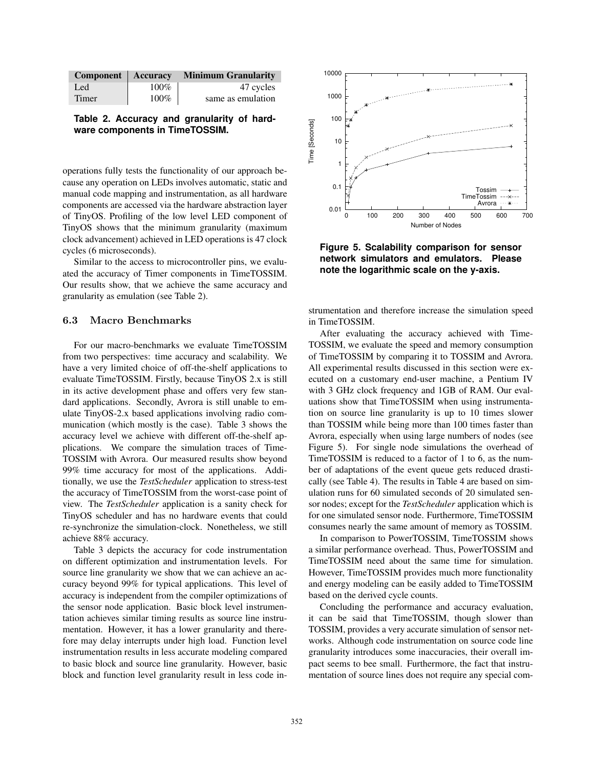| Component | Accuracy | Minimum Granularity |
|---|---|---|
| Led | 100% | 47 cycles |
| Timer | 100% | same as emulation |

**Table 2. Accuracy and granularity of hardware components in TimeTOSSIM.**

operations fully tests the functionality of our approach because any operation on LEDs involves automatic, static and manual code mapping and instrumentation, as all hardware components are accessed via the hardware abstraction layer of TinyOS. Profiling of the low level LED component of TinyOS shows that the minimum granularity (maximum clock advancement) achieved in LED operations is 47 clock cycles (6 microseconds).

Similar to the access to microcontroller pins, we evaluated the accuracy of Timer components in TimeTOSSIM. Our results show, that we achieve the same accuracy and granularity as emulation (see Table 2).

### 6.3 Macro Benchmarks

For our macro-benchmarks we evaluate TimeTOSSIM from two perspectives: time accuracy and scalability. We have a very limited choice of off-the-shelf applications to evaluate TimeTOSSIM. Firstly, because TinyOS 2.x is still in its active development phase and offers very few standard applications. Secondly, Avrora is still unable to emulate TinyOS-2.x based applications involving radio communication (which mostly is the case). Table 3 shows the accuracy level we achieve with different off-the-shelf applications. We compare the simulation traces of TimeTOSSIM with Avrora. Our measured results show beyond 99% time accuracy for most of the applications. Additionally, we use the *TestScheduler* application to stress-test the accuracy of TimeTOSSIM from the worst-case point of view. The *TestScheduler* application is a sanity check for TinyOS scheduler and has no hardware events that could re-synchronize the simulation-clock. Nonetheless, we still achieve 88% accuracy.

Table 3 depicts the accuracy for code instrumentation on different optimization and instrumentation levels. For source line granularity we show that we can achieve an accuracy beyond 99% for typical applications. This level of accuracy is independent from the compiler optimizations of the sensor node application. Basic block level instrumentation achieves similar timing results as source line instrumentation. However, it has a lower granularity and therefore may delay interrupts under high load. Function level instrumentation results in less accurate modeling compared to basic block and source line granularity. However, basic block and function level granularity result in less code instrumentation and therefore increase the simulation speed in TimeTOSSIM.

**Figure 5. Scalability comparison for sensor network simulators and emulators. Please note the logarithmic scale on the y-axis.**

After evaluating the accuracy achieved with TimeTOSSIM, we evaluate the speed and memory consumption of TimeTOSSIM by comparing it to TOSSIM and Avrora. All experimental results discussed in this section were executed on a customary end-user machine, a Pentium IV with 3 GHz clock frequency and 1GB of RAM. Our evaluations show that TimeTOSSIM when using instrumentation on source line granularity is up to 10 times slower than TOSSIM while being more than 100 times faster than Avrora, especially when using large numbers of nodes (see Figure 5). For single node simulations the overhead of TimeTOSSIM is reduced to a factor of 1 to 6, as the number of adaptations of the event queue gets reduced drastically (see Table 4). The results in Table 4 are based on simulation runs for 60 simulated seconds of 20 simulated sensor nodes; except for the *TestScheduler* application which is for one simulated sensor node. Furthermore, TimeTOSSIM consumes nearly the same amount of memory as TOSSIM.

In comparison to PowerTOSSIM, TimeTOSSIM shows a similar performance overhead. Thus, PowerTOSSIM and TimeTOSSIM need about the same time for simulation. However, TimeTOSSIM provides much more functionality and energy modeling can be easily added to TimeTOSSIM based on the derived cycle counts.

Concluding the performance and accuracy evaluation, it can be said that TimeTOSSIM, though slower than TOSSIM, provides a very accurate simulation of sensor networks. Although code instrumentation on source code line granularity introduces some inaccuracies, their overall impact seems to bee small. Furthermore, the fact that instrumentation of source lines does not require any special com-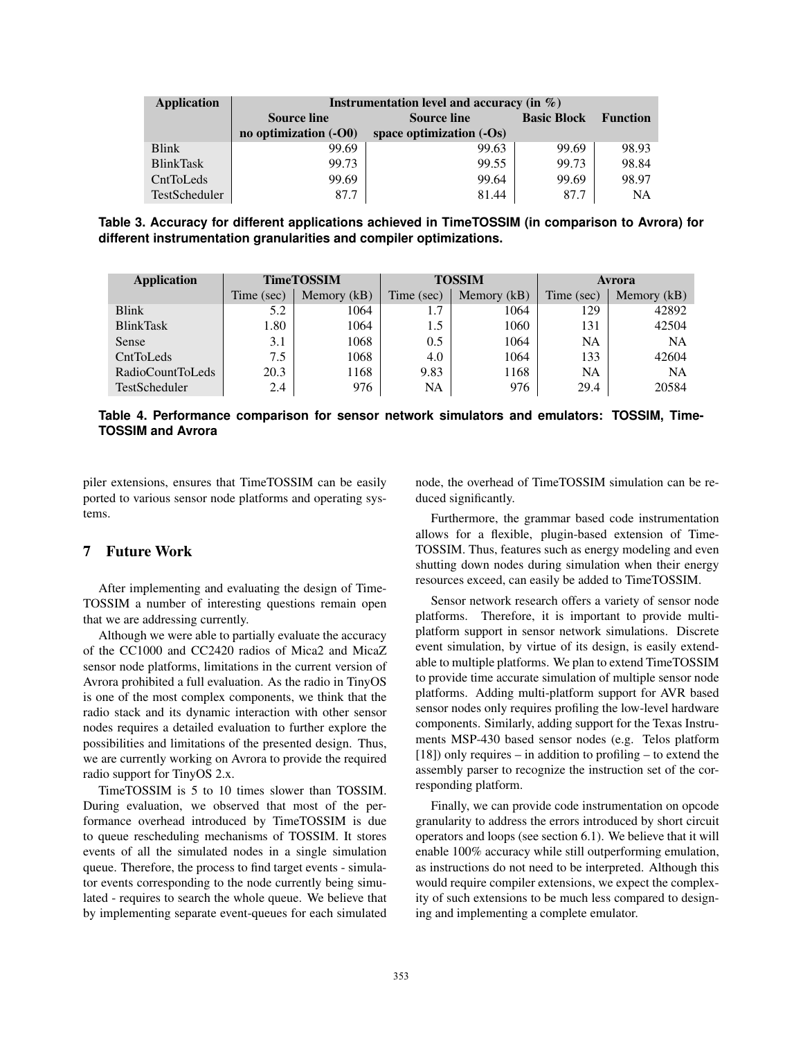| Application | Instrumentation level and accuracy (in %) | | | |
|---|---|---|---|---|
| | Source line no optimization (-O0) | Source line space optimization (-Os) | Basic Block | Function |
| Blink | 99.69 | 99.63 | 99.69 | 98.93 |
| BlinkTask | 99.73 | 99.55 | 99.73 | 98.84 |
| CntToLeds | 99.69 | 99.64 | 99.69 | 98.97 |
| TestScheduler | 87.7 | 81.44 | 87.7 | NA |

**Table 3. Accuracy for different applications achieved in TimeTOSSIM (in comparison to Avrora) for different instrumentation granularities and compiler optimizations.**

| Application | TimeTOSSIM | | TOSSIM | | Avrora | |
|---|---|---|---|---|---|---|
| | Time (sec) | Memory (kB) | Time (sec) | Memory (kB) | Time (sec) | Memory (kB) |
| Blink | 5.2 | 1064 | 1.7 | 1064 | 129 | 42892 |
| BlinkTask | 1.80 | 1064 | 1.5 | 1060 | 131 | 42504 |
| Sense | 3.1 | 1068 | 0.5 | 1064 | NA | NA |
| CntToLeds | 7.5 | 1068 | 4.0 | 1064 | 133 | 42604 |
| RadioCountToLeds | 20.3 | 1168 | 9.83 | 1168 | NA | NA |
| TestScheduler | 2.4 | 976 | NA | 976 | 29.4 | 20584 |

**Table 4. Performance comparison for sensor network simulators and emulators: TOSSIM, TimeTOSSIM and Avrora**

piler extensions, ensures that TimeTOSSIM can be easily ported to various sensor node platforms and operating systems.

## 7 Future Work

After implementing and evaluating the design of TimeTOSSIM a number of interesting questions remain open that we are addressing currently.

Although we were able to partially evaluate the accuracy of the CC1000 and CC2420 radios of Mica2 and MicaZ sensor node platforms, limitations in the current version of Avrora prohibited a full evaluation. As the radio in TinyOS is one of the most complex components, we think that the radio stack and its dynamic interaction with other sensor nodes requires a detailed evaluation to further explore the possibilities and limitations of the presented design. Thus, we are currently working on Avrora to provide the required radio support for TinyOS 2.x.

TimeTOSSIM is 5 to 10 times slower than TOSSIM. During evaluation, we observed that most of the performance overhead introduced by TimeTOSSIM is due to queue rescheduling mechanisms of TOSSIM. It stores events of all the simulated nodes in a single simulation queue. Therefore, the process to find target events - simulator events corresponding to the node currently being simulated - requires to search the whole queue. We believe that by implementing separate event-queues for each simulated node, the overhead of TimeTOSSIM simulation can be reduced significantly.

Furthermore, the grammar based code instrumentation allows for a flexible, plugin-based extension of TimeTOSSIM. Thus, features such as energy modeling and even shutting down nodes during simulation when their energy resources exceed, can easily be added to TimeTOSSIM.

Sensor network research offers a variety of sensor node platforms. Therefore, it is important to provide multi-platform support in sensor network simulations. Discrete event simulation, by virtue of its design, is easily extendable to multiple platforms. We plan to extend TimeTOSSIM to provide time accurate simulation of multiple sensor node platforms. Adding multi-platform support for AVR based sensor nodes only requires profiling the low-level hardware components. Similarly, adding support for the Texas Instruments MSP-430 based sensor nodes (e.g. Telos platform [18]) only requires – in addition to profiling – to extend the assembly parser to recognize the instruction set of the corresponding platform.

Finally, we can provide code instrumentation on opcode granularity to address the errors introduced by short circuit operators and loops (see section 6.1). We believe that it will enable 100% accuracy while still outperforming emulation, as instructions do not need to be interpreted. Although this would require compiler extensions, we expect the complexity of such extensions to be much less compared to designing and implementing a complete emulator.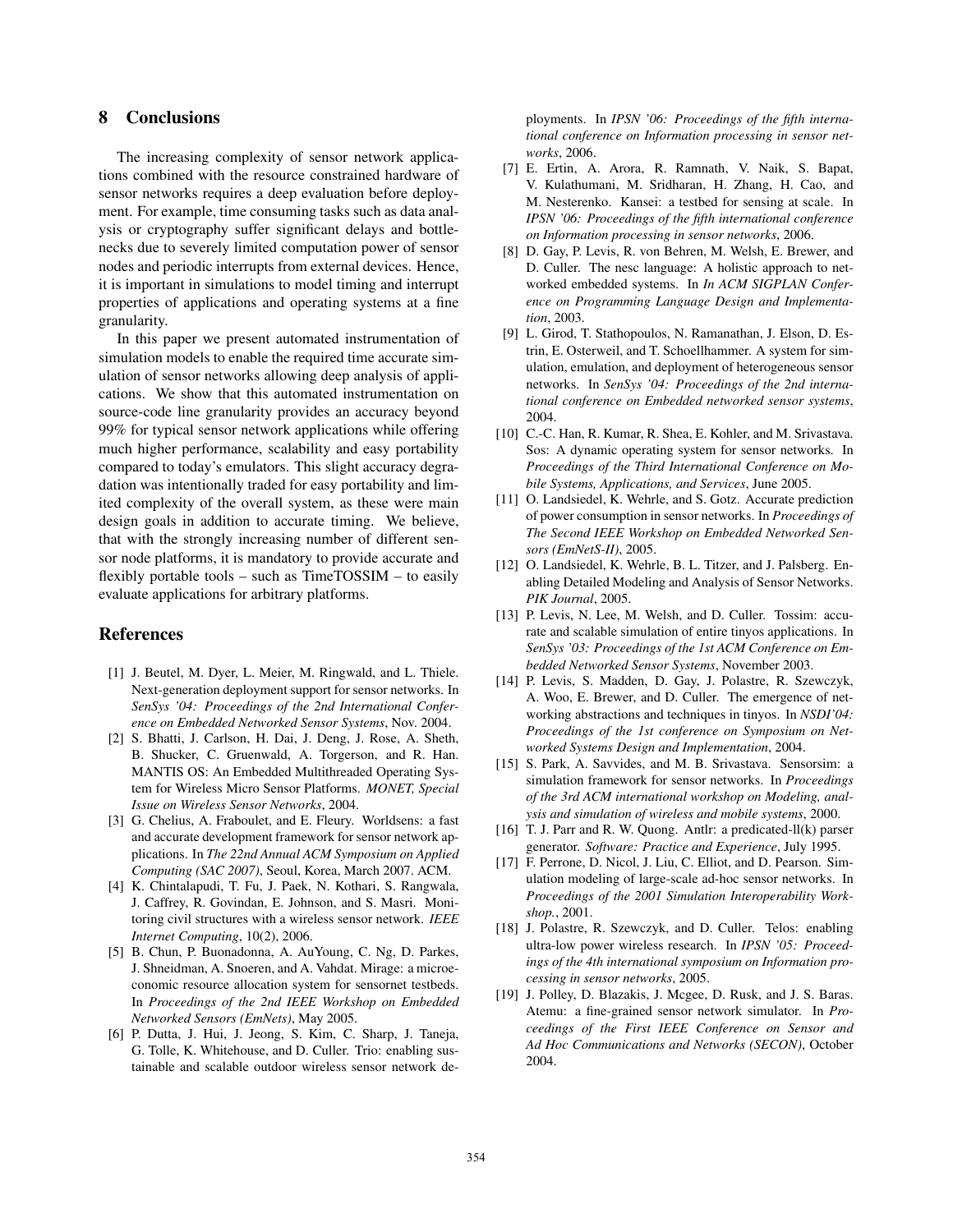## 8 Conclusions

The increasing complexity of sensor network applications combined with the resource constrained hardware of sensor networks requires a deep evaluation before deployment. For example, time consuming tasks such as data analysis or cryptography suffer significant delays and bottlenecks due to severely limited computation power of sensor nodes and periodic interrupts from external devices. Hence, it is important in simulations to model timing and interrupt properties of applications and operating systems at a fine granularity.

In this paper we present automated instrumentation of simulation models to enable the required time accurate simulation of sensor networks allowing deep analysis of applications. We show that this automated instrumentation on source-code line granularity provides an accuracy beyond 99% for typical sensor network applications while offering much higher performance, scalability and easy portability compared to today's emulators. This slight accuracy degradation was intentionally traded for easy portability and limited complexity of the overall system, as these were main design goals in addition to accurate timing. We believe, that with the strongly increasing number of different sensor node platforms, it is mandatory to provide accurate and flexibly portable tools – such as TimeTOSSIM – to easily evaluate applications for arbitrary platforms.

## References

[1] J. Beutel, M. Dyer, L. Meier, M. Ringwald, and L. Thiele. Next-generation deployment support for sensor networks. In *SenSys '04: Proceedings of the 2nd International Conference on Embedded Networked Sensor Systems*, Nov. 2004.

[2] S. Bhatti, J. Carlson, H. Dai, J. Deng, J. Rose, A. Sheth, B. Shucker, C. Gruenwald, A. Torgerson, and R. Han. MANTIS OS: An Embedded Multithreaded Operating System for Wireless Micro Sensor Platforms. *MONET, Special Issue on Wireless Sensor Networks*, 2004.

[3] G. Chelius, A. Fraboulet, and E. Fleury. Worldsens: a fast and accurate development framework for sensor network applications. In *The 22nd Annual ACM Symposium on Applied Computing (SAC 2007)*, Seoul, Korea, March 2007. ACM.

[4] K. Chintalapudi, T. Fu, J. Paek, N. Kothari, S. Rangwala, J. Caffrey, R. Govindan, E. Johnson, and S. Masri. Monitoring civil structures with a wireless sensor network. *IEEE Internet Computing*, 10(2), 2006.

[5] B. Chun, P. Buonadonna, A. AuYoung, C. Ng, D. Parkes, J. Shneidman, A. Snoeren, and A. Vahdat. Mirage: a microeconomic resource allocation system for sensornet testbeds. In *Proceedings of the 2nd IEEE Workshop on Embedded Networked Sensors (EmNets)*, May 2005.

[6] P. Dutta, J. Hui, J. Jeong, S. Kim, C. Sharp, J. Taneja, G. Tolle, K. Whitehouse, and D. Culler. Trio: enabling sustainable and scalable outdoor wireless sensor network deployments. In *IPSN '06: Proceedings of the fifth international conference on Information processing in sensor networks*, 2006.

[7] E. Ertin, A. Arora, R. Ramnath, V. Naik, S. Bapat, V. Kulathumani, M. Sridharan, H. Zhang, H. Cao, and M. Nesterenko. Kansei: a testbed for sensing at scale. In *IPSN '06: Proceedings of the fifth international conference on Information processing in sensor networks*, 2006.

[8] D. Gay, P. Levis, R. von Behren, M. Welsh, E. Brewer, and D. Culler. The nesc language: A holistic approach to networked embedded systems. In *In ACM SIGPLAN Conference on Programming Language Design and Implementation*, 2003.

[9] L. Girod, T. Stathopoulos, N. Ramanathan, J. Elson, D. Estrin, E. Osterweil, and T. Schoellhammer. A system for simulation, emulation, and deployment of heterogeneous sensor networks. In *SenSys '04: Proceedings of the 2nd international conference on Embedded networked sensor systems*, 2004.

[10] C.-C. Han, R. Kumar, R. Shea, E. Kohler, and M. Srivastava. Sos: A dynamic operating system for sensor networks. In *Proceedings of the Third International Conference on Mobile Systems, Applications, and Services*, June 2005.

[11] O. Landsiedel, K. Wehrle, and S. Gotz. Accurate prediction of power consumption in sensor networks. In *Proceedings of The Second IEEE Workshop on Embedded Networked Sensors (EmNetS-II)*, 2005.

[12] O. Landsiedel, K. Wehrle, B. L. Titzer, and J. Palsberg. Enabling Detailed Modeling and Analysis of Sensor Networks. *PIK Journal*, 2005.

[13] P. Levis, N. Lee, M. Welsh, and D. Culler. Tossim: accurate and scalable simulation of entire tinyos applications. In *SenSys '03: Proceedings of the 1st ACM Conference on Embedded Networked Sensor Systems*, November 2003.

[14] P. Levis, S. Madden, D. Gay, J. Polastre, R. Szewczyk, A. Woo, E. Brewer, and D. Culler. The emergence of networking abstractions and techniques in tinyos. In *NSDI'04: Proceedings of the 1st conference on Symposium on Networked Systems Design and Implementation*, 2004.

[15] S. Park, A. Savvides, and M. B. Srivastava. Sensorsim: a simulation framework for sensor networks. In *Proceedings of the 3rd ACM international workshop on Modeling, analysis and simulation of wireless and mobile systems*, 2000.

[16] T. J. Parr and R. W. Quong. Antlr: a predicated-ll(k) parser generator. *Software: Practice and Experience*, July 1995.

[17] F. Perrone, D. Nicol, J. Liu, C. Elliot, and D. Pearson. Simulation modeling of large-scale ad-hoc sensor networks. In *Proceedings of the 2001 Simulation Interoperability Workshop.*, 2001.

[18] J. Polastre, R. Szewczyk, and D. Culler. Telos: enabling ultra-low power wireless research. In *IPSN '05: Proceedings of the 4th international symposium on Information processing in sensor networks*, 2005.

[19] J. Polley, D. Blazakis, J. Mcgee, D. Rusk, and J. S. Baras. Atemu: a fine-grained sensor network simulator. In *Proceedings of the First IEEE Conference on Sensor and Ad Hoc Communications and Networks (SECON)*, October 2004.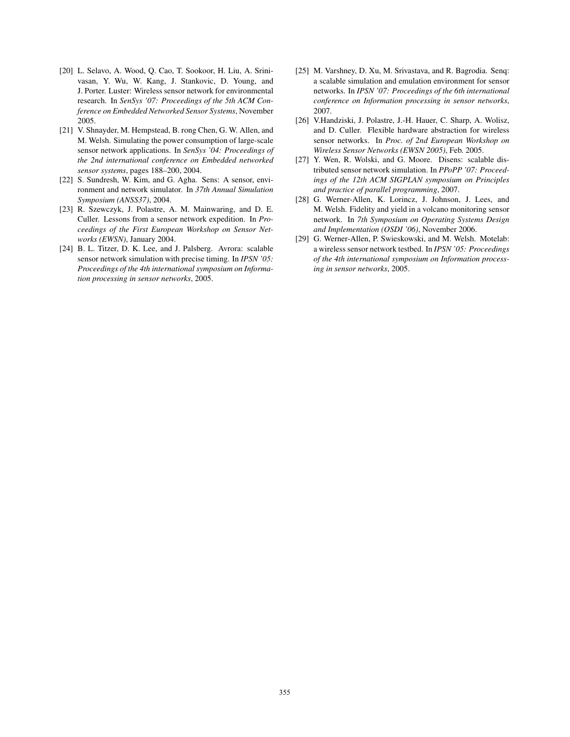[20] L. Selavo, A. Wood, Q. Cao, T. Sookoor, H. Liu, A. Srinivasan, Y. Wu, W. Kang, J. Stankovic, D. Young, and J. Porter. Luster: Wireless sensor network for environmental research. In *SenSys '07: Proceedings of the 5th ACM Conference on Embedded Networked Sensor Systems*, November 2005.

[21] V. Shnayder, M. Hempstead, B. rong Chen, G. W. Allen, and M. Welsh. Simulating the power consumption of large-scale sensor network applications. In *SenSys '04: Proceedings of the 2nd international conference on Embedded networked sensor systems*, pages 188–200, 2004.

[22] S. Sundresh, W. Kim, and G. Agha. Sens: A sensor, environment and network simulator. In *37th Annual Simulation Symposium (ANSS37)*, 2004.

[23] R. Szewczyk, J. Polastre, A. M. Mainwaring, and D. E. Culler. Lessons from a sensor network expedition. In *Proceedings of the First European Workshop on Sensor Networks (EWSN)*, January 2004.

[24] B. L. Titzer, D. K. Lee, and J. Palsberg. Avrora: scalable sensor network simulation with precise timing. In *IPSN '05: Proceedings of the 4th international symposium on Information processing in sensor networks*, 2005.

[25] M. Varshney, D. Xu, M. Srivastava, and R. Bagrodia. Senq: a scalable simulation and emulation environment for sensor networks. In *IPSN '07: Proceedings of the 6th international conference on Information processing in sensor networks*, 2007.

[26] V.Handziski, J. Polastre, J.-H. Hauer, C. Sharp, A. Wolisz, and D. Culler. Flexible hardware abstraction for wireless sensor networks. In *Proc. of 2nd European Workshop on Wireless Sensor Networks (EWSN 2005)*, Feb. 2005.

[27] Y. Wen, R. Wolski, and G. Moore. Disens: scalable distributed sensor network simulation. In *PPoPP '07: Proceedings of the 12th ACM SIGPLAN symposium on Principles and practice of parallel programming*, 2007.

[28] G. Werner-Allen, K. Lorincz, J. Johnson, J. Lees, and M. Welsh. Fidelity and yield in a volcano monitoring sensor network. In *7th Symposium on Operating Systems Design and Implementation (OSDI '06)*, November 2006.

[29] G. Werner-Allen, P. Swieskowski, and M. Welsh. Motelab: a wireless sensor network testbed. In *IPSN '05: Proceedings of the 4th international symposium on Information processing in sensor networks*, 2005.